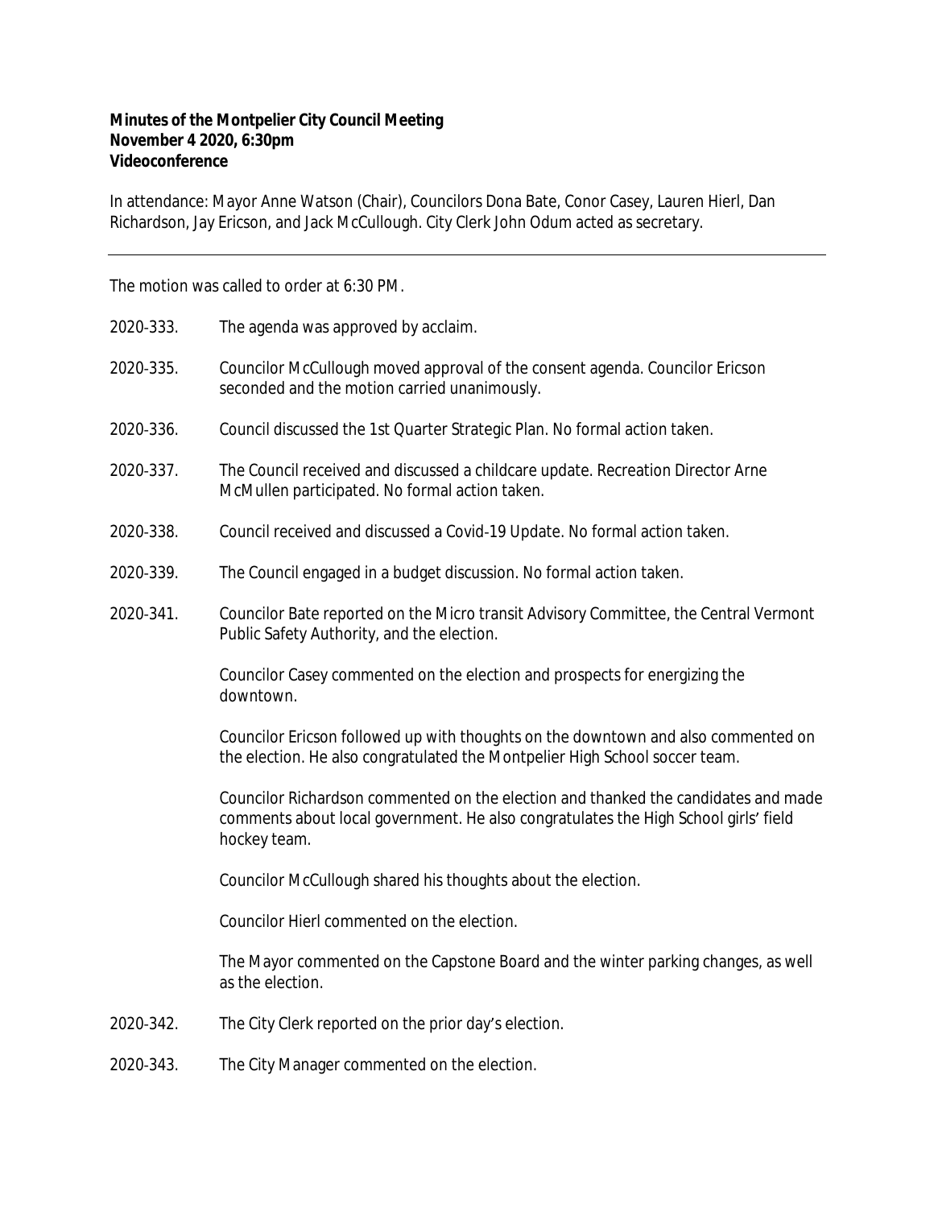**Minutes of the Montpelier City Council Meeting**
**November 4 2020, 6:30pm**
**Videoconference**

In attendance: Mayor Anne Watson (Chair), Councilors Dona Bate, Conor Casey, Lauren Hierl, Dan Richardson, Jay Ericson, and Jack McCullough. City Clerk John Odum acted as secretary.

---

The motion was called to order at 6:30 PM.

2020-333. The agenda was approved by acclaim.

2020-335. Councilor McCullough moved approval of the consent agenda. Councilor Ericson seconded and the motion carried unanimously.

2020-336. Council discussed the 1st Quarter Strategic Plan. No formal action taken.

2020-337. The Council received and discussed a childcare update. Recreation Director Arne McMullen participated. No formal action taken.

2020-338. Council received and discussed a Covid-19 Update. No formal action taken.

2020-339. The Council engaged in a budget discussion. No formal action taken.

2020-341. Councilor Bate reported on the Micro transit Advisory Committee, the Central Vermont Public Safety Authority, and the election.

Councilor Casey commented on the election and prospects for energizing the downtown.

Councilor Ericson followed up with thoughts on the downtown and also commented on the election. He also congratulated the Montpelier High School soccer team.

Councilor Richardson commented on the election and thanked the candidates and made comments about local government. He also congratulates the High School girls' field hockey team.

Councilor McCullough shared his thoughts about the election.

Councilor Hierl commented on the election.

The Mayor commented on the Capstone Board and the winter parking changes, as well as the election.

2020-342. The City Clerk reported on the prior day's election.

2020-343. The City Manager commented on the election.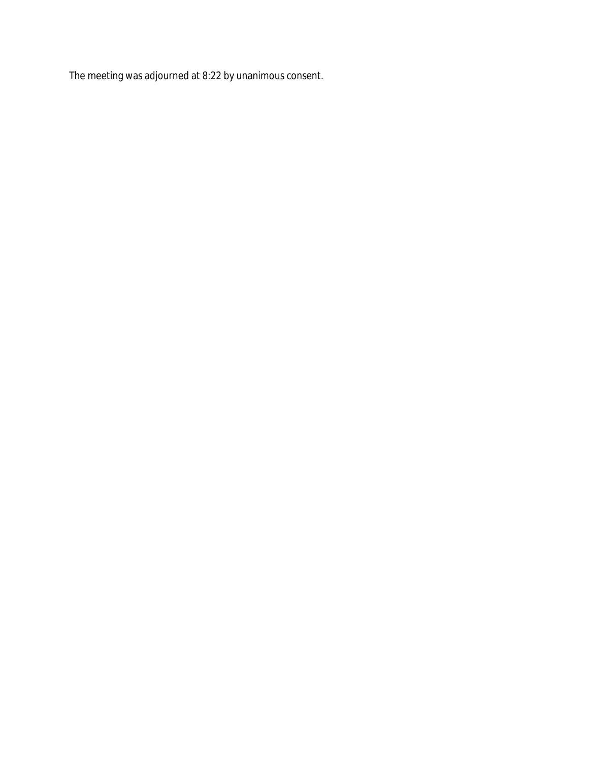The meeting was adjourned at 8:22 by unanimous consent.